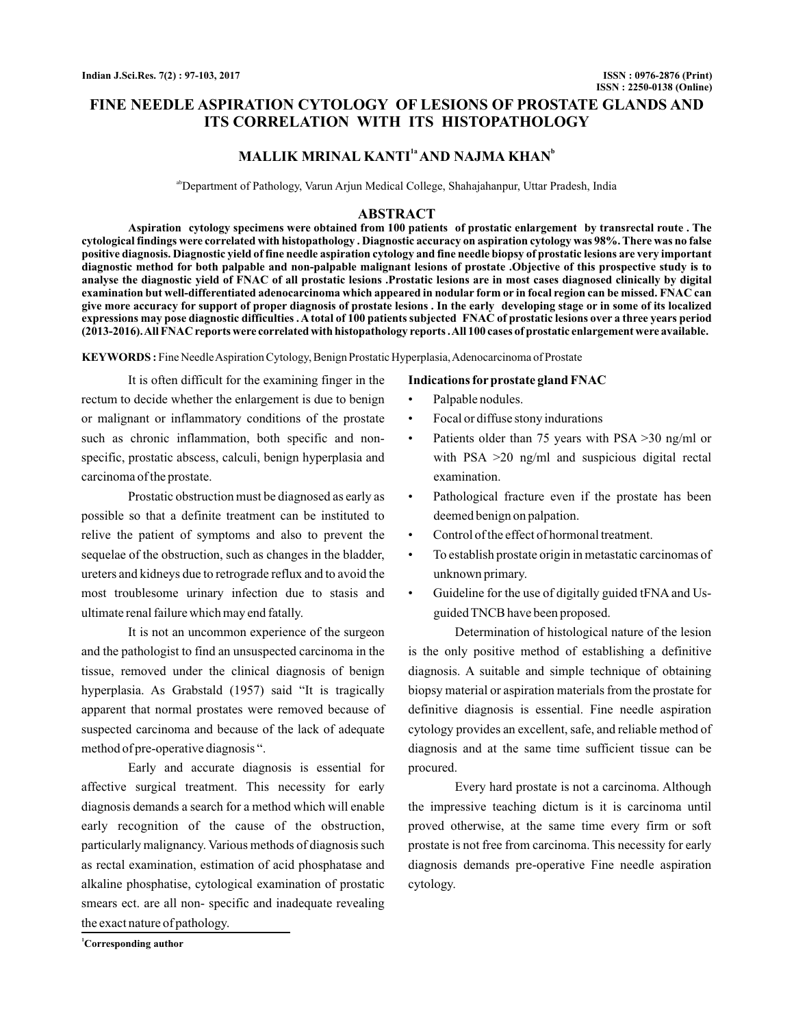# FINE NEEDLE ASPIRATION CYTOLOGY OF LESIONS OF PROSTATE GLANDS AND ITS CORRELATION WITH ITS HISTOPATHOLOGY

**MALLIK MRINAL KANTI[1a] AND NAJMA KHAN[b]**

[ab]Department of Pathology, Varun Arjun Medical College, Shahajahanpur, Uttar Pradesh, India

## ABSTRACT

**Aspiration cytology specimens were obtained from 100 patients of prostatic enlargement by transrectal route . The cytological findings were correlated with histopathology . Diagnostic accuracy on aspiration cytology was 98%. There was no false positive diagnosis. Diagnostic yield of fine needle aspiration cytology and fine needle biopsy of prostatic lesions are very important diagnostic method for both palpable and non-palpable malignant lesions of prostate .Objective of this prospective study is to analyse the diagnostic yield of FNAC of all prostatic lesions .Prostatic lesions are in most cases diagnosed clinically by digital examination but well-differentiated adenocarcinoma which appeared in nodular form or in focal region can be missed. FNAC can give more accuracy for support of proper diagnosis of prostate lesions . In the early developing stage or in some of its localized expressions may pose diagnostic difficulties . A total of 100 patients subjected FNAC of prostatic lesions over a three years period (2013-2016). All FNAC reports were correlated with histopathology reports . All 100 cases of prostatic enlargement were available.**

**KEYWORDS :** Fine Needle Aspiration Cytology, Benign Prostatic Hyperplasia, Adenocarcinoma of Prostate

It is often difficult for the examining finger in the rectum to decide whether the enlargement is due to benign or malignant or inflammatory conditions of the prostate such as chronic inflammation, both specific and non-specific, prostatic abscess, calculi, benign hyperplasia and carcinoma of the prostate.

Prostatic obstruction must be diagnosed as early as possible so that a definite treatment can be instituted to relive the patient of symptoms and also to prevent the sequelae of the obstruction, such as changes in the bladder, ureters and kidneys due to retrograde reflux and to avoid the most troublesome urinary infection due to stasis and ultimate renal failure which may end fatally.

It is not an uncommon experience of the surgeon and the pathologist to find an unsuspected carcinoma in the tissue, removed under the clinical diagnosis of benign hyperplasia. As Grabstald (1957) said "It is tragically apparent that normal prostates were removed because of suspected carcinoma and because of the lack of adequate method of pre-operative diagnosis ".

Early and accurate diagnosis is essential for affective surgical treatment. This necessity for early diagnosis demands a search for a method which will enable early recognition of the cause of the obstruction, particularly malignancy. Various methods of diagnosis such as rectal examination, estimation of acid phosphatase and alkaline phosphatise, cytological examination of prostatic smears ect. are all non- specific and inadequate revealing the exact nature of pathology.

**Indications for prostate gland FNAC**

- Palpable nodules.
- Focal or diffuse stony indurations
- Patients older than 75 years with PSA >30 ng/ml or with PSA >20 ng/ml and suspicious digital rectal examination.
- Pathological fracture even if the prostate has been deemed benign on palpation.
- Control of the effect of hormonal treatment.
- To establish prostate origin in metastatic carcinomas of unknown primary.
- Guideline for the use of digitally guided tFNA and Us-guided TNCB have been proposed.

Determination of histological nature of the lesion is the only positive method of establishing a definitive diagnosis. A suitable and simple technique of obtaining biopsy material or aspiration materials from the prostate for definitive diagnosis is essential. Fine needle aspiration cytology provides an excellent, safe, and reliable method of diagnosis and at the same time sufficient tissue can be procured.

Every hard prostate is not a carcinoma. Although the impressive teaching dictum is it is carcinoma until proved otherwise, at the same time every firm or soft prostate is not free from carcinoma. This necessity for early diagnosis demands pre-operative Fine needle aspiration cytology.

[1]**Corresponding author**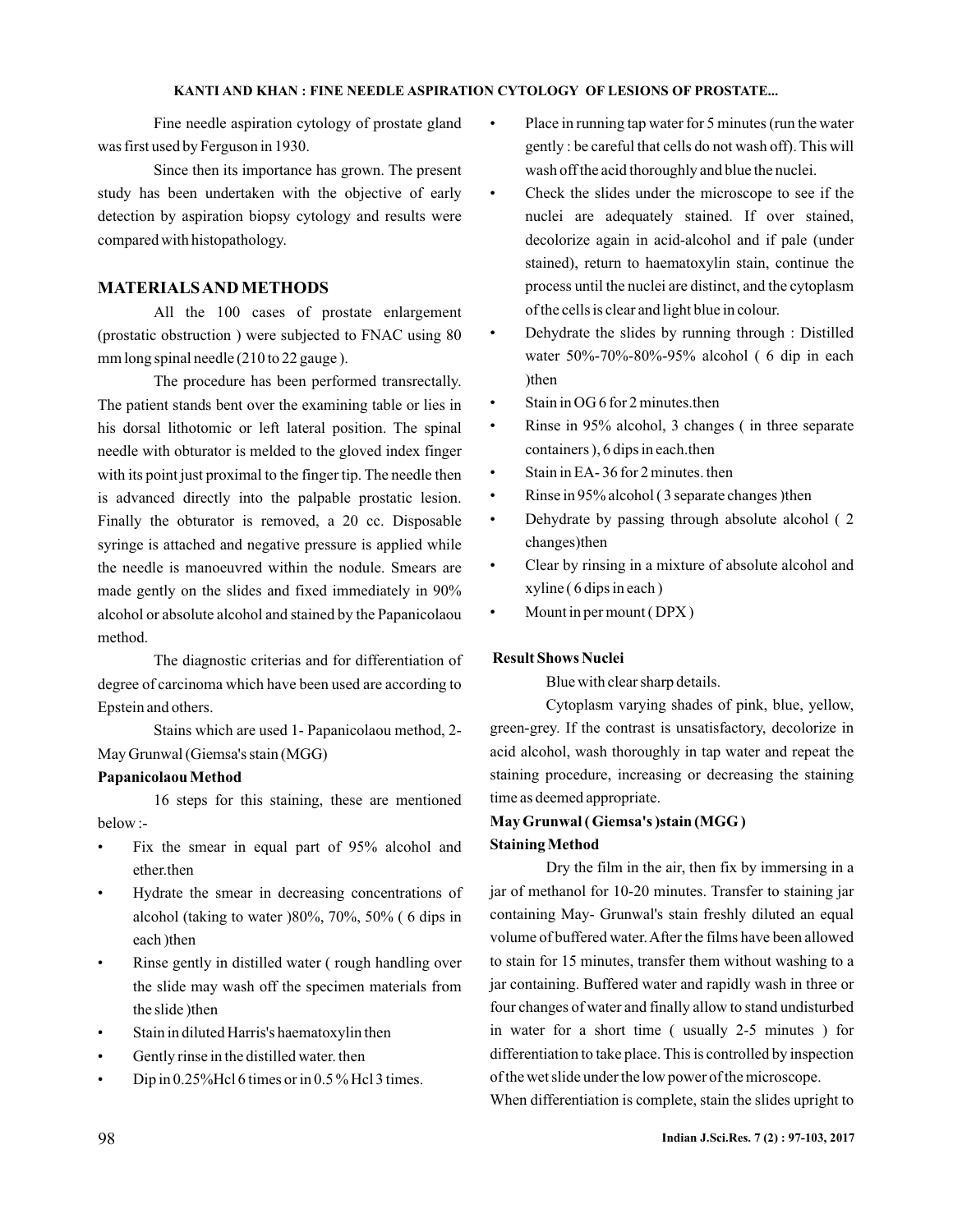Fine needle aspiration cytology of prostate gland was first used by Ferguson in 1930.

Since then its importance has grown. The present study has been undertaken with the objective of early detection by aspiration biopsy cytology and results were compared with histopathology.

## MATERIALS AND METHODS

All the 100 cases of prostate enlargement (prostatic obstruction ) were subjected to FNAC using 80 mm long spinal needle (210 to 22 gauge ).

The procedure has been performed transrectally. The patient stands bent over the examining table or lies in his dorsal lithotomic or left lateral position. The spinal needle with obturator is melded to the gloved index finger with its point just proximal to the finger tip. The needle then is advanced directly into the palpable prostatic lesion. Finally the obturator is removed, a 20 cc. Disposable syringe is attached and negative pressure is applied while the needle is manoeuvred within the nodule. Smears are made gently on the slides and fixed immediately in 90% alcohol or absolute alcohol and stained by the Papanicolaou method.

The diagnostic criterias and for differentiation of degree of carcinoma which have been used are according to Epstein and others.

Stains which are used 1- Papanicolaou method, 2- May Grunwal (Giemsa's stain (MGG)

**Papanicolaou Method**

16 steps for this staining, these are mentioned below :-

- Fix the smear in equal part of 95% alcohol and ether.then
- Hydrate the smear in decreasing concentrations of alcohol (taking to water )80%, 70%, 50% ( 6 dips in each )then
- Rinse gently in distilled water ( rough handling over the slide may wash off the specimen materials from the slide )then
- Stain in diluted Harris's haematoxylin then
- Gently rinse in the distilled water. then
- Dip in 0.25%Hcl 6 times or in 0.5 % Hcl 3 times.
- Place in running tap water for 5 minutes (run the water gently : be careful that cells do not wash off). This will wash off the acid thoroughly and blue the nuclei.
- Check the slides under the microscope to see if the nuclei are adequately stained. If over stained, decolorize again in acid-alcohol and if pale (under stained), return to haematoxylin stain, continue the process until the nuclei are distinct, and the cytoplasm of the cells is clear and light blue in colour.
- Dehydrate the slides by running through : Distilled water 50%-70%-80%-95% alcohol ( 6 dip in each )then
- Stain in OG 6 for 2 minutes.then
- Rinse in 95% alcohol, 3 changes ( in three separate containers ), 6 dips in each.then
- Stain in EA- 36 for 2 minutes. then
- Rinse in 95% alcohol ( 3 separate changes )then
- Dehydrate by passing through absolute alcohol ( 2 changes)then
- Clear by rinsing in a mixture of absolute alcohol and xyline ( 6 dips in each )
- Mount in per mount ( DPX )

**Result Shows Nuclei**

Blue with clear sharp details.

Cytoplasm varying shades of pink, blue, yellow, green-grey. If the contrast is unsatisfactory, decolorize in acid alcohol, wash thoroughly in tap water and repeat the staining procedure, increasing or decreasing the staining time as deemed appropriate.

**May Grunwal ( Giemsa's )stain (MGG )**

**Staining Method**

Dry the film in the air, then fix by immersing in a jar of methanol for 10-20 minutes. Transfer to staining jar containing May- Grunwal's stain freshly diluted an equal volume of buffered water. After the films have been allowed to stain for 15 minutes, transfer them without washing to a jar containing. Buffered water and rapidly wash in three or four changes of water and finally allow to stand undisturbed in water for a short time ( usually 2-5 minutes ) for differentiation to take place. This is controlled by inspection of the wet slide under the low power of the microscope.

When differentiation is complete, stain the slides upright to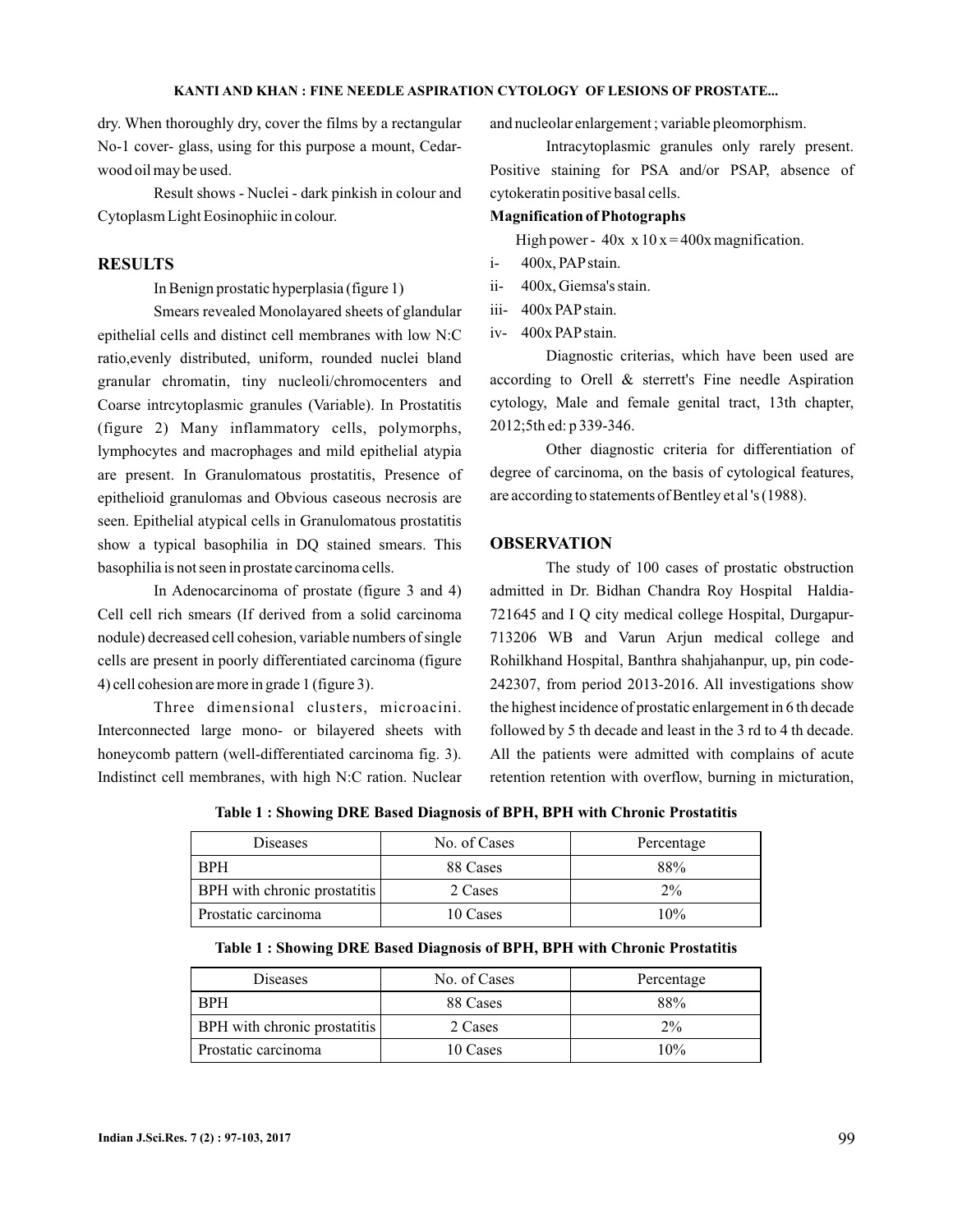dry. When thoroughly dry, cover the films by a rectangular No-1 cover- glass, using for this purpose a mount, Cedar-wood oil may be used.

Result shows - Nuclei - dark pinkish in colour and Cytoplasm Light Eosinophiic in colour.

## RESULTS

In Benign prostatic hyperplasia (figure 1)

Smears revealed Monolayared sheets of glandular epithelial cells and distinct cell membranes with low N:C ratio,evenly distributed, uniform, rounded nuclei bland granular chromatin, tiny nucleoli/chromocenters and Coarse intrcytoplasmic granules (Variable). In Prostatitis (figure 2) Many inflammatory cells, polymorphs, lymphocytes and macrophages and mild epithelial atypia are present. In Granulomatous prostatitis, Presence of epithelioid granulomas and Obvious caseous necrosis are seen. Epithelial atypical cells in Granulomatous prostatitis show a typical basophilia in DQ stained smears. This basophilia is not seen in prostate carcinoma cells.

In Adenocarcinoma of prostate (figure 3 and 4) Cell cell rich smears (If derived from a solid carcinoma nodule) decreased cell cohesion, variable numbers of single cells are present in poorly differentiated carcinoma (figure 4) cell cohesion are more in grade 1 (figure 3).

Three dimensional clusters, microacini. Interconnected large mono- or bilayered sheets with honeycomb pattern (well-differentiated carcinoma fig. 3). Indistinct cell membranes, with high N:C ration. Nuclear and nucleolar enlargement ; variable pleomorphism.

Intracytoplasmic granules only rarely present. Positive staining for PSA and/or PSAP, absence of cytokeratin positive basal cells.

**Magnification of Photographs**

High power - 40x x 10 x = 400x magnification.

- i- 400x, PAP stain.
- ii- 400x, Giemsa's stain.
- iii- 400x PAP stain.
- iv- 400x PAP stain.

Diagnostic criterias, which have been used are according to Orell & sterrett's Fine needle Aspiration cytology, Male and female genital tract, 13th chapter, 2012;5th ed: p 339-346.

Other diagnostic criteria for differentiation of degree of carcinoma, on the basis of cytological features, are according to statements of Bentley et al 's (1988).

## OBSERVATION

The study of 100 cases of prostatic obstruction admitted in Dr. Bidhan Chandra Roy Hospital Haldia-721645 and I Q city medical college Hospital, Durgapur-713206 WB and Varun Arjun medical college and Rohilkhand Hospital, Banthra shahjahanpur, up, pin code-242307, from period 2013-2016. All investigations show the highest incidence of prostatic enlargement in 6 th decade followed by 5 th decade and least in the 3 rd to 4 th decade. All the patients were admitted with complains of acute retention retention with overflow, burning in micturation,

**Table 1 : Showing DRE Based Diagnosis of BPH, BPH with Chronic Prostatitis**

| Diseases | No. of Cases | Percentage |
|---|---|---|
| BPH | 88 Cases | 88% |
| BPH with chronic prostatitis | 2 Cases | 2% |
| Prostatic carcinoma | 10 Cases | 10% |

**Table 1 : Showing DRE Based Diagnosis of BPH, BPH with Chronic Prostatitis**

| Diseases | No. of Cases | Percentage |
|---|---|---|
| BPH | 88 Cases | 88% |
| BPH with chronic prostatitis | 2 Cases | 2% |
| Prostatic carcinoma | 10 Cases | 10% |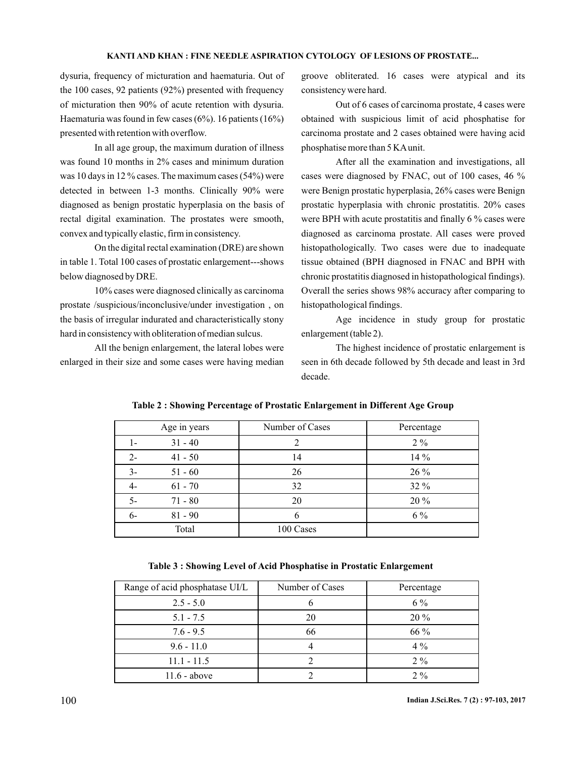dysuria, frequency of micturation and haematuria. Out of the 100 cases, 92 patients (92%) presented with frequency of micturation then 90% of acute retention with dysuria. Haematuria was found in few cases (6%). 16 patients (16%) presented with retention with overflow.

In all age group, the maximum duration of illness was found 10 months in 2% cases and minimum duration was 10 days in 12 % cases. The maximum cases (54%) were detected in between 1-3 months. Clinically 90% were diagnosed as benign prostatic hyperplasia on the basis of rectal digital examination. The prostates were smooth, convex and typically elastic, firm in consistency.

On the digital rectal examination (DRE) are shown in table 1. Total 100 cases of prostatic enlargement---shows below diagnosed by DRE.

10% cases were diagnosed clinically as carcinoma prostate /suspicious/inconclusive/under investigation , on the basis of irregular indurated and characteristically stony hard in consistency with obliteration of median sulcus.

All the benign enlargement, the lateral lobes were enlarged in their size and some cases were having median groove obliterated. 16 cases were atypical and its consistency were hard.

Out of 6 cases of carcinoma prostate, 4 cases were obtained with suspicious limit of acid phosphatise for carcinoma prostate and 2 cases obtained were having acid phosphatise more than 5 KA unit.

After all the examination and investigations, all cases were diagnosed by FNAC, out of 100 cases, 46 % were Benign prostatic hyperplasia, 26% cases were Benign prostatic hyperplasia with chronic prostatitis. 20% cases were BPH with acute prostatitis and finally 6 % cases were diagnosed as carcinoma prostate. All cases were proved histopathologically. Two cases were due to inadequate tissue obtained (BPH diagnosed in FNAC and BPH with chronic prostatitis diagnosed in histopathological findings). Overall the series shows 98% accuracy after comparing to histopathological findings.

Age incidence in study group for prostatic enlargement (table 2).

The highest incidence of prostatic enlargement is seen in 6th decade followed by 5th decade and least in 3rd decade.

**Table 2 : Showing Percentage of Prostatic Enlargement in Different Age Group**

| Age in years | Number of Cases | Percentage |
|---|---|---|
| 1- 31 - 40 | 2 | 2 % |
| 2- 41 - 50 | 14 | 14 % |
| 3- 51 - 60 | 26 | 26 % |
| 4- 61 - 70 | 32 | 32 % |
| 5- 71 - 80 | 20 | 20 % |
| 6- 81 - 90 | 6 | 6 % |
| Total | 100 Cases | |

**Table 3 : Showing Level of Acid Phosphatise in Prostatic Enlargement**

| Range of acid phosphatase UI/L | Number of Cases | Percentage |
|---|---|---|
| 2.5 - 5.0 | 6 | 6 % |
| 5.1 - 7.5 | 20 | 20 % |
| 7.6 - 9.5 | 66 | 66 % |
| 9.6 - 11.0 | 4 | 4 % |
| 11.1 - 11.5 | 2 | 2 % |
| 11.6 - above | 2 | 2 % |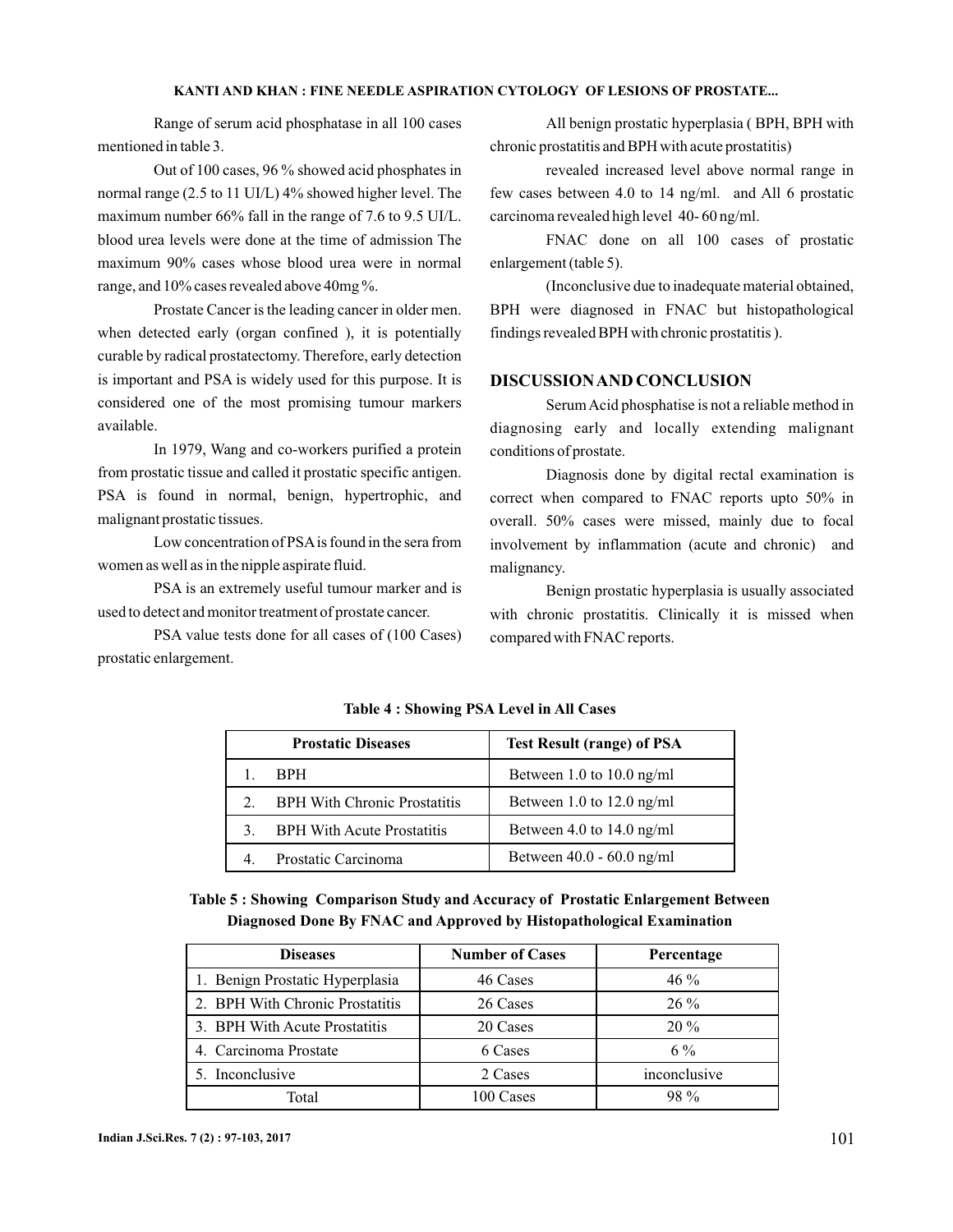Range of serum acid phosphatase in all 100 cases mentioned in table 3.

Out of 100 cases, 96 % showed acid phosphates in normal range (2.5 to 11 UI/L) 4% showed higher level. The maximum number 66% fall in the range of 7.6 to 9.5 UI/L. blood urea levels were done at the time of admission The maximum 90% cases whose blood urea were in normal range, and 10% cases revealed above 40mg %.

Prostate Cancer is the leading cancer in older men. when detected early (organ confined ), it is potentially curable by radical prostatectomy. Therefore, early detection is important and PSA is widely used for this purpose. It is considered one of the most promising tumour markers available.

In 1979, Wang and co-workers purified a protein from prostatic tissue and called it prostatic specific antigen. PSA is found in normal, benign, hypertrophic, and malignant prostatic tissues.

Low concentration of PSA is found in the sera from women as well as in the nipple aspirate fluid.

PSA is an extremely useful tumour marker and is used to detect and monitor treatment of prostate cancer.

PSA value tests done for all cases of (100 Cases) prostatic enlargement.

All benign prostatic hyperplasia ( BPH, BPH with chronic prostatitis and BPH with acute prostatitis)

revealed increased level above normal range in few cases between 4.0 to 14 ng/ml. and All 6 prostatic carcinoma revealed high level 40- 60 ng/ml.

FNAC done on all 100 cases of prostatic enlargement (table 5).

(Inconclusive due to inadequate material obtained, BPH were diagnosed in FNAC but histopathological findings revealed BPH with chronic prostatitis ).

## DISCUSSION AND CONCLUSION

Serum Acid phosphatise is not a reliable method in diagnosing early and locally extending malignant conditions of prostate.

Diagnosis done by digital rectal examination is correct when compared to FNAC reports upto 50% in overall. 50% cases were missed, mainly due to focal involvement by inflammation (acute and chronic) and malignancy.

Benign prostatic hyperplasia is usually associated with chronic prostatitis. Clinically it is missed when compared with FNAC reports.

**Table 4 : Showing PSA Level in All Cases**

| Prostatic Diseases | Test Result (range) of PSA |
|---|---|
| 1. BPH | Between 1.0 to 10.0 ng/ml |
| 2. BPH With Chronic Prostatitis | Between 1.0 to 12.0 ng/ml |
| 3. BPH With Acute Prostatitis | Between 4.0 to 14.0 ng/ml |
| 4. Prostatic Carcinoma | Between 40.0 - 60.0 ng/ml |

**Table 5 : Showing Comparison Study and Accuracy of Prostatic Enlargement Between Diagnosed Done By FNAC and Approved by Histopathological Examination**

| Diseases | Number of Cases | Percentage |
|---|---|---|
| 1. Benign Prostatic Hyperplasia | 46 Cases | 46 % |
| 2. BPH With Chronic Prostatitis | 26 Cases | 26 % |
| 3. BPH With Acute Prostatitis | 20 Cases | 20 % |
| 4. Carcinoma Prostate | 6 Cases | 6 % |
| 5. Inconclusive | 2 Cases | inconclusive |
| Total | 100 Cases | 98 % |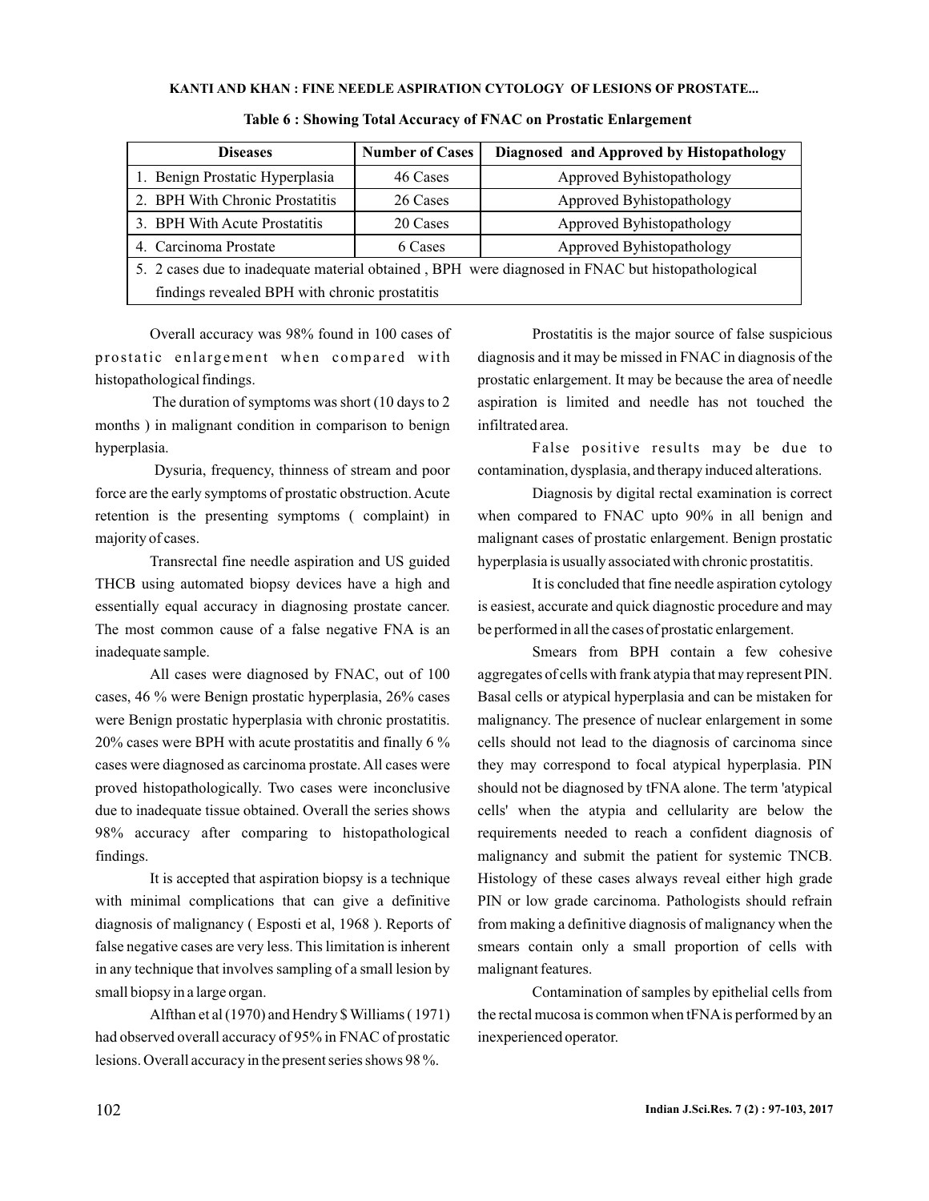**Table 6 : Showing Total Accuracy of FNAC on Prostatic Enlargement**

| Diseases | Number of Cases | Diagnosed and Approved by Histopathology |
|---|---|---|
| 1. Benign Prostatic Hyperplasia | 46 Cases | Approved Byhistopathology |
| 2. BPH With Chronic Prostatitis | 26 Cases | Approved Byhistopathology |
| 3. BPH With Acute Prostatitis | 20 Cases | Approved Byhistopathology |
| 4. Carcinoma Prostate | 6 Cases | Approved Byhistopathology |
| 5. 2 cases due to inadequate material obtained , BPH were diagnosed in FNAC but histopathological findings revealed BPH with chronic prostatitis | | |

Overall accuracy was 98% found in 100 cases of prostatic enlargement when compared with histopathological findings.

The duration of symptoms was short (10 days to 2 months ) in malignant condition in comparison to benign hyperplasia.

Dysuria, frequency, thinness of stream and poor force are the early symptoms of prostatic obstruction. Acute retention is the presenting symptoms ( complaint) in majority of cases.

Transrectal fine needle aspiration and US guided THCB using automated biopsy devices have a high and essentially equal accuracy in diagnosing prostate cancer. The most common cause of a false negative FNA is an inadequate sample.

All cases were diagnosed by FNAC, out of 100 cases, 46 % were Benign prostatic hyperplasia, 26% cases were Benign prostatic hyperplasia with chronic prostatitis. 20% cases were BPH with acute prostatitis and finally 6 % cases were diagnosed as carcinoma prostate. All cases were proved histopathologically. Two cases were inconclusive due to inadequate tissue obtained. Overall the series shows 98% accuracy after comparing to histopathological findings.

It is accepted that aspiration biopsy is a technique with minimal complications that can give a definitive diagnosis of malignancy ( Esposti et al, 1968 ). Reports of false negative cases are very less. This limitation is inherent in any technique that involves sampling of a small lesion by small biopsy in a large organ.

Alfthan et al (1970) and Hendry $ Williams ( 1971) had observed overall accuracy of 95% in FNAC of prostatic lesions. Overall accuracy in the present series shows 98 %.

Prostatitis is the major source of false suspicious diagnosis and it may be missed in FNAC in diagnosis of the prostatic enlargement. It may be because the area of needle aspiration is limited and needle has not touched the infiltrated area.

False positive results may be due to contamination, dysplasia, and therapy induced alterations.

Diagnosis by digital rectal examination is correct when compared to FNAC upto 90% in all benign and malignant cases of prostatic enlargement. Benign prostatic hyperplasia is usually associated with chronic prostatitis.

It is concluded that fine needle aspiration cytology is easiest, accurate and quick diagnostic procedure and may be performed in all the cases of prostatic enlargement.

Smears from BPH contain a few cohesive aggregates of cells with frank atypia that may represent PIN. Basal cells or atypical hyperplasia and can be mistaken for malignancy. The presence of nuclear enlargement in some cells should not lead to the diagnosis of carcinoma since they may correspond to focal atypical hyperplasia. PIN should not be diagnosed by tFNA alone. The term 'atypical cells' when the atypia and cellularity are below the requirements needed to reach a confident diagnosis of malignancy and submit the patient for systemic TNCB. Histology of these cases always reveal either high grade PIN or low grade carcinoma. Pathologists should refrain from making a definitive diagnosis of malignancy when the smears contain only a small proportion of cells with malignant features.

Contamination of samples by epithelial cells from the rectal mucosa is common when tFNA is performed by an inexperienced operator.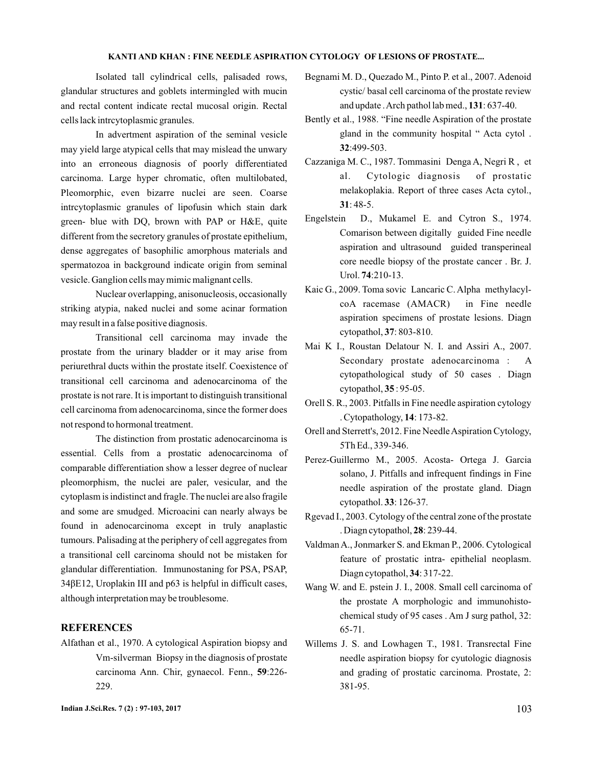Isolated tall cylindrical cells, palisaded rows, glandular structures and goblets intermingled with mucin and rectal content indicate rectal mucosal origin. Rectal cells lack intrcytoplasmic granules.

In advertment aspiration of the seminal vesicle may yield large atypical cells that may mislead the unwary into an erroneous diagnosis of poorly differentiated carcinoma. Large hyper chromatic, often multilobated, Pleomorphic, even bizarre nuclei are seen. Coarse intrcytoplasmic granules of lipofusin which stain dark green- blue with DQ, brown with PAP or H&E, quite different from the secretory granules of prostate epithelium, dense aggregates of basophilic amorphous materials and spermatozoa in background indicate origin from seminal vesicle. Ganglion cells may mimic malignant cells.

Nuclear overlapping, anisonucleosis, occasionally striking atypia, naked nuclei and some acinar formation may result in a false positive diagnosis.

Transitional cell carcinoma may invade the prostate from the urinary bladder or it may arise from periurethral ducts within the prostate itself. Coexistence of transitional cell carcinoma and adenocarcinoma of the prostate is not rare. It is important to distinguish transitional cell carcinoma from adenocarcinoma, since the former does not respond to hormonal treatment.

The distinction from prostatic adenocarcinoma is essential. Cells from a prostatic adenocarcinoma of comparable differentiation show a lesser degree of nuclear pleomorphism, the nuclei are paler, vesicular, and the cytoplasm is indistinct and fragle. The nuclei are also fragile and some are smudged. Microacini can nearly always be found in adenocarcinoma except in truly anaplastic tumours. Palisading at the periphery of cell aggregates from a transitional cell carcinoma should not be mistaken for glandular differentiation. Immunostaning for PSA, PSAP, 34βE12, Uroplakin III and p63 is helpful in difficult cases, although interpretation may be troublesome.

## REFERENCES

Alfathan et al., 1970. A cytological Aspiration biopsy and Vm-silverman Biopsy in the diagnosis of prostate carcinoma Ann. Chir, gynaecol. Fenn., **59**:226-229.

Begnami M. D., Quezado M., Pinto P. et al., 2007. Adenoid cystic/ basal cell carcinoma of the prostate review and update . Arch pathol lab med., **131**: 637-40.

Bently et al., 1988. "Fine needle Aspiration of the prostate gland in the community hospital " Acta cytol . **32**:499-503.

Cazzaniga M. C., 1987. Tommasini Denga A, Negri R , et al. Cytologic diagnosis of prostatic melakoplakia. Report of three cases Acta cytol., **31**: 48-5.

Engelstein D., Mukamel E. and Cytron S., 1974. Comarison between digitally guided Fine needle aspiration and ultrasound guided transperineal core needle biopsy of the prostate cancer . Br. J. Urol. **74**:210-13.

Kaic G., 2009. Toma sovic Lancaric C. Alpha methylacyl-coA racemase (AMACR) in Fine needle aspiration specimens of prostate lesions. Diagn cytopathol, **37**: 803-810.

Mai K I., Roustan Delatour N. I. and Assiri A., 2007. Secondary prostate adenocarcinoma : A cytopathological study of 50 cases . Diagn cytopathol, **35** : 95-05.

Orell S. R., 2003. Pitfalls in Fine needle aspiration cytology . Cytopathology, **14**: 173-82.

Orell and Sterrett's, 2012. Fine Needle Aspiration Cytology, 5Th Ed., 339-346.

Perez-Guillermo M., 2005. Acosta- Ortega J. Garcia solano, J. Pitfalls and infrequent findings in Fine needle aspiration of the prostate gland. Diagn cytopathol. **33**: 126-37.

Rgevad I., 2003. Cytology of the central zone of the prostate . Diagn cytopathol, **28**: 239-44.

Valdman A., Jonmarker S. and Ekman P., 2006. Cytological feature of prostatic intra- epithelial neoplasm. Diagn cytopathol, **34**: 317-22.

Wang W. and E. pstein J. I., 2008. Small cell carcinoma of the prostate A morphologic and immunohisto-chemical study of 95 cases . Am J surg pathol, 32: 65-71.

Willems J. S. and Lowhagen T., 1981. Transrectal Fine needle aspiration biopsy for cyutologic diagnosis and grading of prostatic carcinoma. Prostate, 2: 381-95.